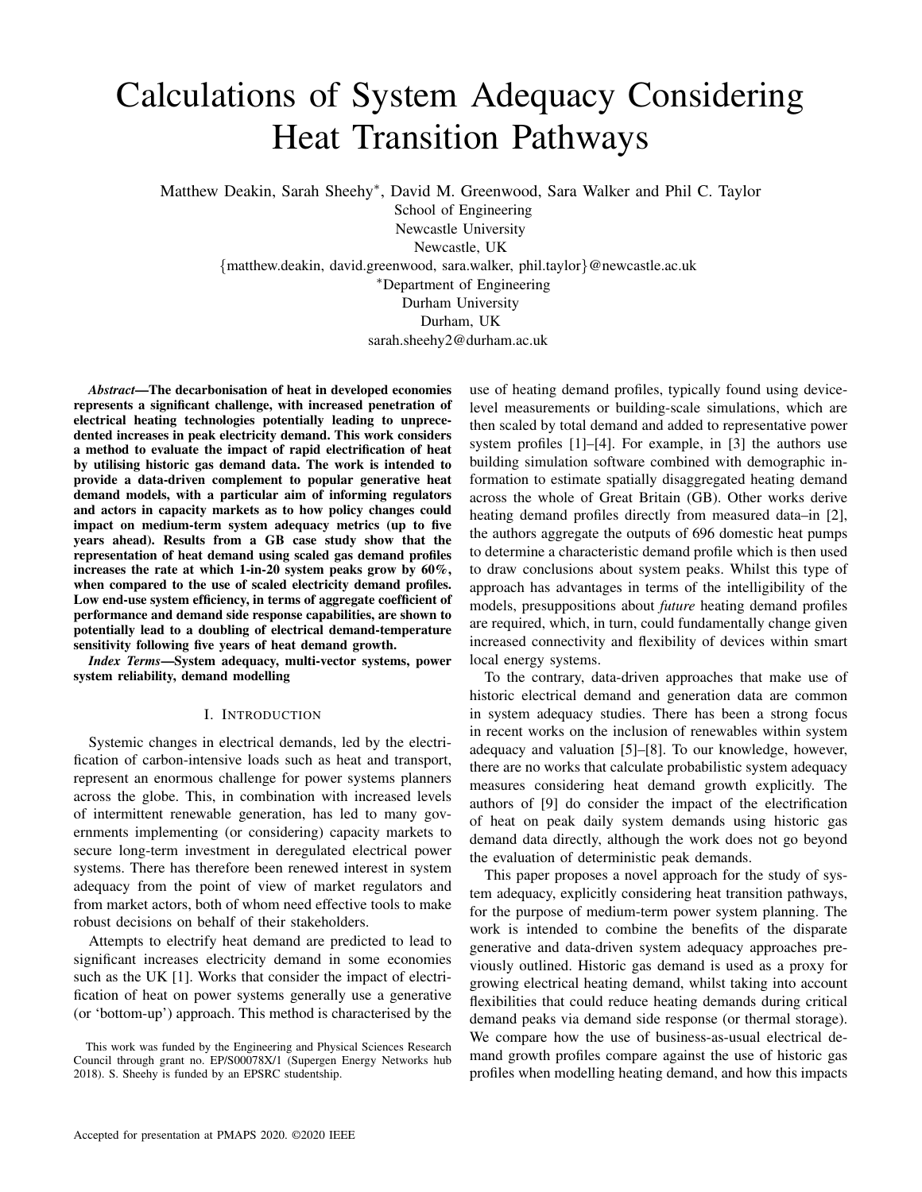# Calculations of System Adequacy Considering Heat Transition Pathways

Matthew Deakin, Sarah Sheehy*, David M. Greenwood, Sara Walker and Phil C. Taylor

School of Engineering
Newcastle University
Newcastle, UK
{matthew.deakin, david.greenwood, sara.walker, phil.taylor}@newcastle.ac.uk
*Department of Engineering
Durham University
Durham, UK
sarah.sheehy2@durham.ac.uk

***Abstract*—The decarbonisation of heat in developed economies represents a significant challenge, with increased penetration of electrical heating technologies potentially leading to unprecedented increases in peak electricity demand. This work considers a method to evaluate the impact of rapid electrification of heat by utilising historic gas demand data. The work is intended to provide a data-driven complement to popular generative heat demand models, with a particular aim of informing regulators and actors in capacity markets as to how policy changes could impact on medium-term system adequacy metrics (up to five years ahead). Results from a GB case study show that the representation of heat demand using scaled gas demand profiles increases the rate at which 1-in-20 system peaks grow by 60%, when compared to the use of scaled electricity demand profiles. Low end-use system efficiency, in terms of aggregate coefficient of performance and demand side response capabilities, are shown to potentially lead to a doubling of electrical demand-temperature sensitivity following five years of heat demand growth.**

***Index Terms*—System adequacy, multi-vector systems, power system reliability, demand modelling**

## I. Introduction

Systemic changes in electrical demands, led by the electrification of carbon-intensive loads such as heat and transport, represent an enormous challenge for power systems planners across the globe. This, in combination with increased levels of intermittent renewable generation, has led to many governments implementing (or considering) capacity markets to secure long-term investment in deregulated electrical power systems. There has therefore been renewed interest in system adequacy from the point of view of market regulators and from market actors, both of whom need effective tools to make robust decisions on behalf of their stakeholders.

Attempts to electrify heat demand are predicted to lead to significant increases electricity demand in some economies such as the UK [1]. Works that consider the impact of electrification of heat on power systems generally use a generative (or 'bottom-up') approach. This method is characterised by the use of heating demand profiles, typically found using device-level measurements or building-scale simulations, which are then scaled by total demand and added to representative power system profiles [1]–[4]. For example, in [3] the authors use building simulation software combined with demographic information to estimate spatially disaggregated heating demand across the whole of Great Britain (GB). Other works derive heating demand profiles directly from measured data–in [2], the authors aggregate the outputs of 696 domestic heat pumps to determine a characteristic demand profile which is then used to draw conclusions about system peaks. Whilst this type of approach has advantages in terms of the intelligibility of the models, presuppositions about *future* heating demand profiles are required, which, in turn, could fundamentally change given increased connectivity and flexibility of devices within smart local energy systems.

To the contrary, data-driven approaches that make use of historic electrical demand and generation data are common in system adequacy studies. There has been a strong focus in recent works on the inclusion of renewables within system adequacy and valuation [5]–[8]. To our knowledge, however, there are no works that calculate probabilistic system adequacy measures considering heat demand growth explicitly. The authors of [9] do consider the impact of the electrification of heat on peak daily system demands using historic gas demand data directly, although the work does not go beyond the evaluation of deterministic peak demands.

This paper proposes a novel approach for the study of system adequacy, explicitly considering heat transition pathways, for the purpose of medium-term power system planning. The work is intended to combine the benefits of the disparate generative and data-driven system adequacy approaches previously outlined. Historic gas demand is used as a proxy for growing electrical heating demand, whilst taking into account flexibilities that could reduce heating demands during critical demand peaks via demand side response (or thermal storage). We compare how the use of business-as-usual electrical demand growth profiles compare against the use of historic gas profiles when modelling heating demand, and how this impacts

This work was funded by the Engineering and Physical Sciences Research Council through grant no. EP/S00078X/1 (Supergen Energy Networks hub 2018). S. Sheehy is funded by an EPSRC studentship.

Accepted for presentation at PMAPS 2020. ©2020 IEEE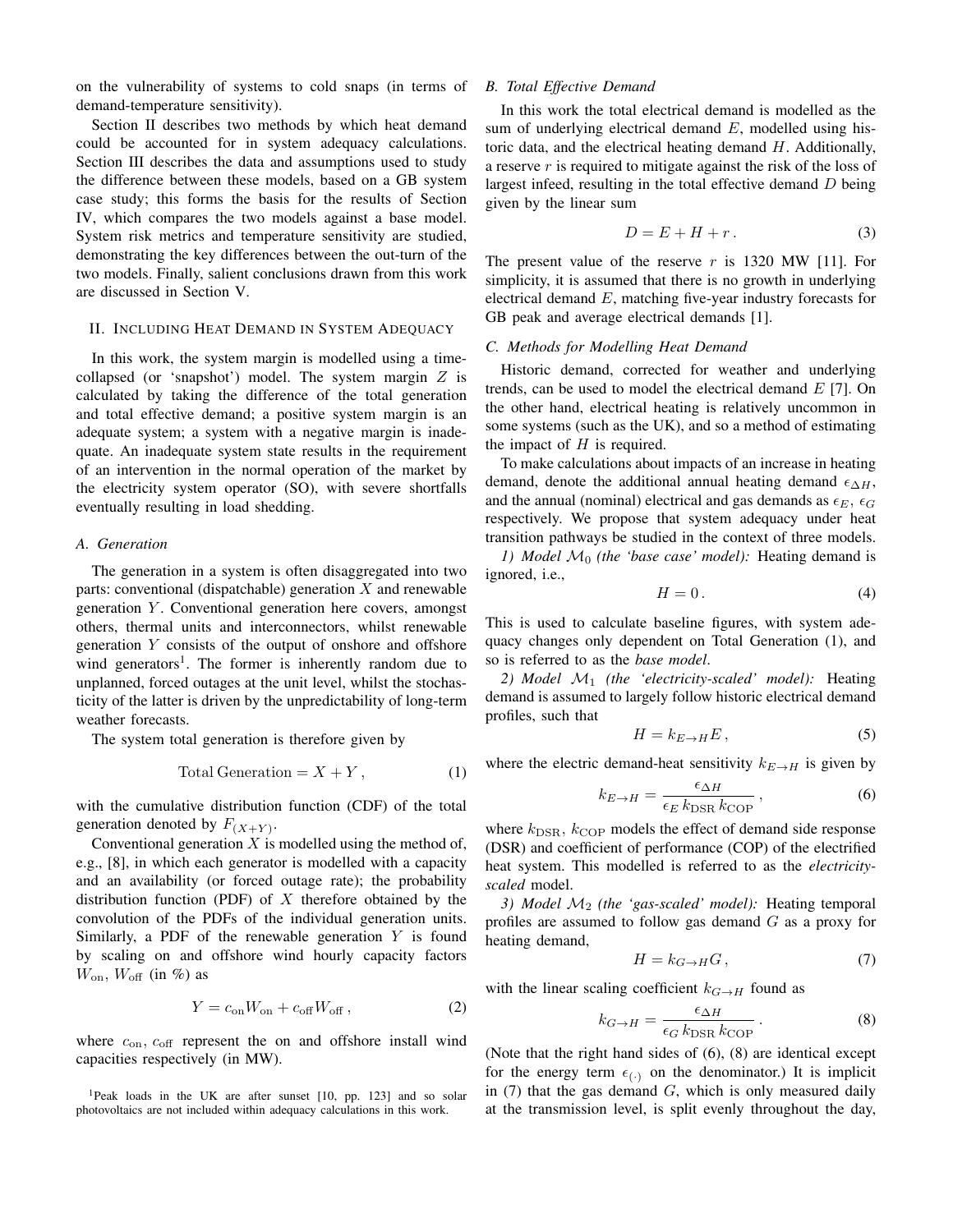on the vulnerability of systems to cold snaps (in terms of demand-temperature sensitivity).

Section II describes two methods by which heat demand could be accounted for in system adequacy calculations. Section III describes the data and assumptions used to study the difference between these models, based on a GB system case study; this forms the basis for the results of Section IV, which compares the two models against a base model. System risk metrics and temperature sensitivity are studied, demonstrating the key differences between the out-turn of the two models. Finally, salient conclusions drawn from this work are discussed in Section V.

## II. Including Heat Demand in System Adequacy

In this work, the system margin is modelled using a time-collapsed (or 'snapshot') model. The system margin $Z$ is calculated by taking the difference of the total generation and total effective demand; a positive system margin is an adequate system; a system with a negative margin is inadequate. An inadequate system state results in the requirement of an intervention in the normal operation of the market by the electricity system operator (SO), with severe shortfalls eventually resulting in load shedding.

### A. Generation

The generation in a system is often disaggregated into two parts: conventional (dispatchable) generation $X$ and renewable generation $Y$. Conventional generation here covers, amongst others, thermal units and interconnectors, whilst renewable generation $Y$ consists of the output of onshore and offshore wind generators[1]. The former is inherently random due to unplanned, forced outages at the unit level, whilst the stochasticity of the latter is driven by the unpredictability of long-term weather forecasts.

The system total generation is therefore given by

$$\text{Total Generation} = X + Y\,, \tag{1}$$

with the cumulative distribution function (CDF) of the total generation denoted by $F_{(X+Y)}$.

Conventional generation $X$ is modelled using the method of, e.g., [8], in which each generator is modelled with a capacity and an availability (or forced outage rate); the probability distribution function (PDF) of $X$ therefore obtained by the convolution of the PDFs of the individual generation units. Similarly, a PDF of the renewable generation $Y$ is found by scaling on and offshore wind hourly capacity factors $W_{\text{on}}$, $W_{\text{off}}$ (in %) as

$$Y = c_{\text{on}} W_{\text{on}} + c_{\text{off}} W_{\text{off}}\,, \tag{2}$$

where $c_{\text{on}}$, $c_{\text{off}}$ represent the on and offshore install wind capacities respectively (in MW).

[1]Peak loads in the UK are after sunset [10, pp. 123] and so solar photovoltaics are not included within adequacy calculations in this work.

### B. Total Effective Demand

In this work the total electrical demand is modelled as the sum of underlying electrical demand $E$, modelled using historic data, and the electrical heating demand $H$. Additionally, a reserve $r$ is required to mitigate against the risk of the loss of largest infeed, resulting in the total effective demand $D$ being given by the linear sum

$$D = E + H + r\,. \tag{3}$$

The present value of the reserve $r$ is 1320 MW [11]. For simplicity, it is assumed that there is no growth in underlying electrical demand $E$, matching five-year industry forecasts for GB peak and average electrical demands [1].

### C. Methods for Modelling Heat Demand

Historic demand, corrected for weather and underlying trends, can be used to model the electrical demand $E$ [7]. On the other hand, electrical heating is relatively uncommon in some systems (such as the UK), and so a method of estimating the impact of $H$ is required.

To make calculations about impacts of an increase in heating demand, denote the additional annual heating demand $\epsilon_{\Delta H}$, and the annual (nominal) electrical and gas demands as $\epsilon_E$, $\epsilon_G$ respectively. We propose that system adequacy under heat transition pathways be studied in the context of three models.

*1) Model $\mathcal{M}_0$ (the 'base case' model):* Heating demand is ignored, i.e.,

$$H = 0\,. \tag{4}$$

This is used to calculate baseline figures, with system adequacy changes only dependent on Total Generation (1), and so is referred to as the *base model*.

*2) Model $\mathcal{M}_1$ (the 'electricity-scaled' model):* Heating demand is assumed to largely follow historic electrical demand profiles, such that

$$H = k_{E\to H} E\,, \tag{5}$$

where the electric demand-heat sensitivity $k_{E\to H}$ is given by

$$k_{E\to H} = \frac{\epsilon_{\Delta H}}{\epsilon_E\, k_{\text{DSR}}\, k_{\text{COP}}}\,, \tag{6}$$

where $k_{\text{DSR}}$, $k_{\text{COP}}$ models the effect of demand side response (DSR) and coefficient of performance (COP) of the electrified heat system. This modelled is referred to as the *electricity-scaled* model.

*3) Model $\mathcal{M}_2$ (the 'gas-scaled' model):* Heating temporal profiles are assumed to follow gas demand $G$ as a proxy for heating demand,

$$H = k_{G\to H} G\,, \tag{7}$$

with the linear scaling coefficient $k_{G\to H}$ found as

$$k_{G\to H} = \frac{\epsilon_{\Delta H}}{\epsilon_G\, k_{\text{DSR}}\, k_{\text{COP}}}\,. \tag{8}$$

(Note that the right hand sides of (6), (8) are identical except for the energy term $\epsilon_{(\cdot)}$ on the denominator.) It is implicit in (7) that the gas demand $G$, which is only measured daily at the transmission level, is split evenly throughout the day,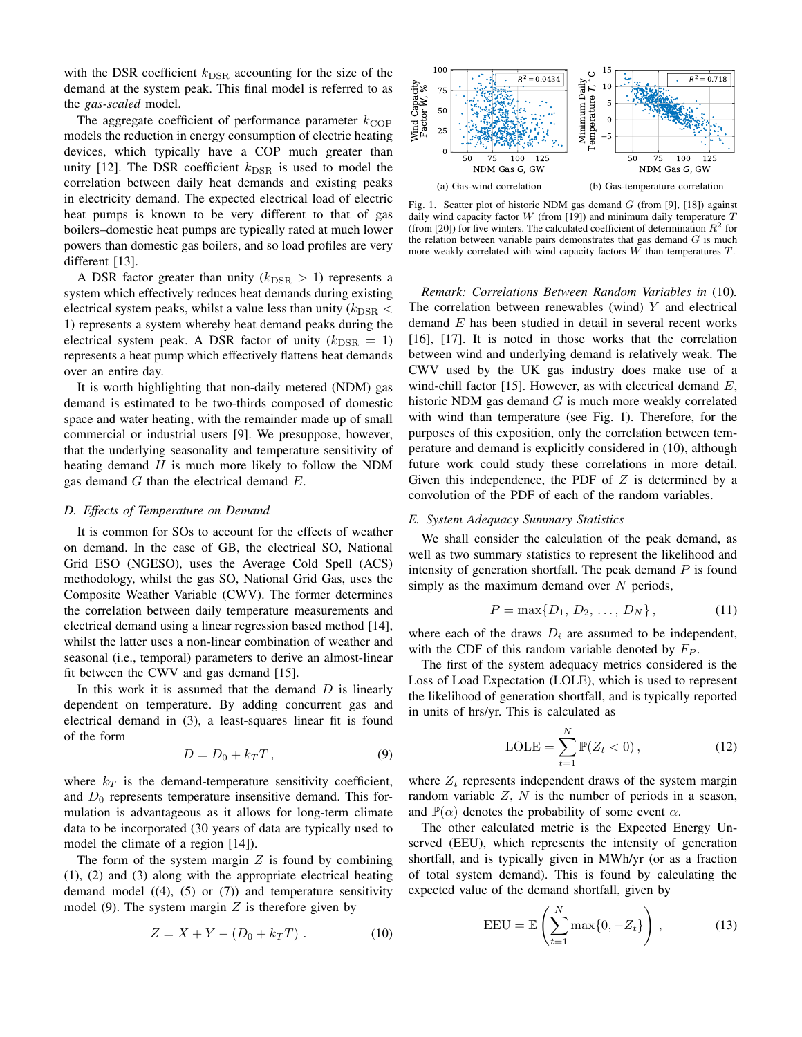with the DSR coefficient $k_{\mathrm{DSR}}$ accounting for the size of the demand at the system peak. This final model is referred to as the *gas-scaled* model.

The aggregate coefficient of performance parameter $k_{\mathrm{COP}}$ models the reduction in energy consumption of electric heating devices, which typically have a COP much greater than unity [12]. The DSR coefficient $k_{\mathrm{DSR}}$ is used to model the correlation between daily heat demands and existing peaks in electricity demand. The expected electrical load of electric heat pumps is known to be very different to that of gas boilers–domestic heat pumps are typically rated at much lower powers than domestic gas boilers, and so load profiles are very different [13].

A DSR factor greater than unity ($k_{\mathrm{DSR}} > 1$) represents a system which effectively reduces heat demands during existing electrical system peaks, whilst a value less than unity ($k_{\mathrm{DSR}} < 1$) represents a system whereby heat demand peaks during the electrical system peak. A DSR factor of unity ($k_{\mathrm{DSR}} = 1$) represents a heat pump which effectively flattens heat demands over an entire day.

It is worth highlighting that non-daily metered (NDM) gas demand is estimated to be two-thirds composed of domestic space and water heating, with the remainder made up of small commercial or industrial users [9]. We presuppose, however, that the underlying seasonality and temperature sensitivity of heating demand $H$ is much more likely to follow the NDM gas demand $G$ than the electrical demand $E$.

### D. Effects of Temperature on Demand

It is common for SOs to account for the effects of weather on demand. In the case of GB, the electrical SO, National Grid ESO (NGESO), uses the Average Cold Spell (ACS) methodology, whilst the gas SO, National Grid Gas, uses the Composite Weather Variable (CWV). The former determines the correlation between daily temperature measurements and electrical demand using a linear regression based method [14], whilst the latter uses a non-linear combination of weather and seasonal (i.e., temporal) parameters to derive an almost-linear fit between the CWV and gas demand [15].

In this work it is assumed that the demand $D$ is linearly dependent on temperature. By adding concurrent gas and electrical demand in (3), a least-squares linear fit is found of the form

$$D = D_0 + k_T T\,, \tag{9}$$

where $k_T$ is the demand-temperature sensitivity coefficient, and $D_0$ represents temperature insensitive demand. This formulation is advantageous as it allows for long-term climate data to be incorporated (30 years of data are typically used to model the climate of a region [14]).

The form of the system margin $Z$ is found by combining (1), (2) and (3) along with the appropriate electrical heating demand model ((4), (5) or (7)) and temperature sensitivity model (9). The system margin $Z$ is therefore given by

$$Z = X + Y - (D_0 + k_T T)\,. \tag{10}$$

(a) Gas-wind correlation

(b) Gas-temperature correlation

Fig. 1. Scatter plot of historic NDM gas demand $G$ (from [9], [18]) against daily wind capacity factor $W$ (from [19]) and minimum daily temperature $T$ (from [20]) for five winters. The calculated coefficient of determination $R^2$ for the relation between variable pairs demonstrates that gas demand $G$ is much more weakly correlated with wind capacity factors $W$ than temperatures $T$.

*Remark: Correlations Between Random Variables in* (10). The correlation between renewables (wind) $Y$ and electrical demand $E$ has been studied in detail in several recent works [16], [17]. It is noted in those works that the correlation between wind and underlying demand is relatively weak. The CWV used by the UK gas industry does make use of a wind-chill factor [15]. However, as with electrical demand $E$, historic NDM gas demand $G$ is much more weakly correlated with wind than temperature (see Fig. 1). Therefore, for the purposes of this exposition, only the correlation between temperature and demand is explicitly considered in (10), although future work could study these correlations in more detail. Given this independence, the PDF of $Z$ is determined by a convolution of the PDF of each of the random variables.

### E. System Adequacy Summary Statistics

We shall consider the calculation of the peak demand, as well as two summary statistics to represent the likelihood and intensity of generation shortfall. The peak demand $P$ is found simply as the maximum demand over $N$ periods,

$$P = \max\{D_1,\, D_2,\, \ldots,\, D_N\}\,, \tag{11}$$

where each of the draws $D_i$ are assumed to be independent, with the CDF of this random variable denoted by $F_P$.

The first of the system adequacy metrics considered is the Loss of Load Expectation (LOLE), which is used to represent the likelihood of generation shortfall, and is typically reported in units of hrs/yr. This is calculated as

$$\mathrm{LOLE} = \sum_{t=1}^{N} \mathbb{P}(Z_t < 0)\,, \tag{12}$$

where $Z_t$ represents independent draws of the system margin random variable $Z$, $N$ is the number of periods in a season, and $\mathbb{P}(\alpha)$ denotes the probability of some event $\alpha$.

The other calculated metric is the Expected Energy Unserved (EEU), which represents the intensity of generation shortfall, and is typically given in MWh/yr (or as a fraction of total system demand). This is found by calculating the expected value of the demand shortfall, given by

$$\mathrm{EEU} = \mathbb{E}\left(\sum_{t=1}^{N} \max\{0, -Z_t\}\right), \tag{13}$$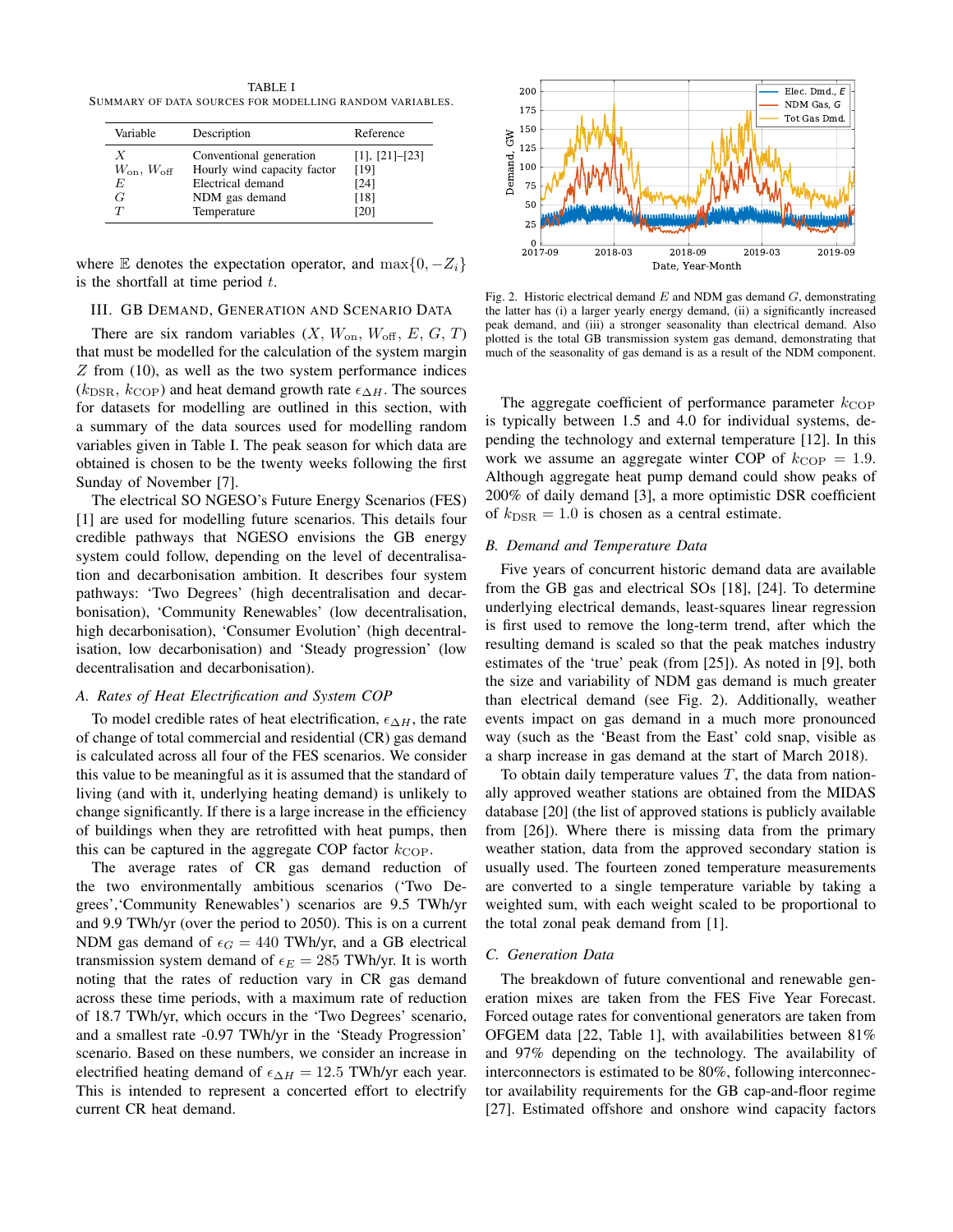TABLE I
SUMMARY OF DATA SOURCES FOR MODELLING RANDOM VARIABLES.

| Variable | Description | Reference |
| --- | --- | --- |
| $X$ | Conventional generation | [1], [21]–[23] |
| $W_{\text{on}}$, $W_{\text{off}}$ | Hourly wind capacity factor | [19] |
| $E$ | Electrical demand | [24] |
| $G$ | NDM gas demand | [18] |
| $T$ | Temperature | [20] |

where $\mathbb{E}$ denotes the expectation operator, and $\max\{0, -Z_i\}$ is the shortfall at time period $t$.

## III. GB Demand, Generation and Scenario Data

There are six random variables ($X$, $W_{\text{on}}$, $W_{\text{off}}$, $E$, $G$, $T$) that must be modelled for the calculation of the system margin $Z$ from (10), as well as the two system performance indices ($k_{\text{DSR}}$, $k_{\text{COP}}$) and heat demand growth rate $\epsilon_{\Delta H}$. The sources for datasets for modelling are outlined in this section, with a summary of the data sources used for modelling random variables given in Table I. The peak season for which data are obtained is chosen to be the twenty weeks following the first Sunday of November [7].

The electrical SO NGESO's Future Energy Scenarios (FES) [1] are used for modelling future scenarios. This details four credible pathways that NGESO envisions the GB energy system could follow, depending on the level of decentralisation and decarbonisation ambition. It describes four system pathways: 'Two Degrees' (high decentralisation and decarbonisation), 'Community Renewables' (low decentralisation, high decarbonisation), 'Consumer Evolution' (high decentralisation, low decarbonisation) and 'Steady progression' (low decentralisation and decarbonisation).

### A. Rates of Heat Electrification and System COP

To model credible rates of heat electrification, $\epsilon_{\Delta H}$, the rate of change of total commercial and residential (CR) gas demand is calculated across all four of the FES scenarios. We consider this value to be meaningful as it is assumed that the standard of living (and with it, underlying heating demand) is unlikely to change significantly. If there is a large increase in the efficiency of buildings when they are retrofitted with heat pumps, then this can be captured in the aggregate COP factor $k_{\text{COP}}$.

The average rates of CR gas demand reduction of the two environmentally ambitious scenarios ('Two Degrees','Community Renewables') scenarios are 9.5 TWh/yr and 9.9 TWh/yr (over the period to 2050). This is on a current NDM gas demand of $\epsilon_G = 440$ TWh/yr, and a GB electrical transmission system demand of $\epsilon_E = 285$ TWh/yr. It is worth noting that the rates of reduction vary in CR gas demand across these time periods, with a maximum rate of reduction of 18.7 TWh/yr, which occurs in the 'Two Degrees' scenario, and a smallest rate -0.97 TWh/yr in the 'Steady Progression' scenario. Based on these numbers, we consider an increase in electrified heating demand of $\epsilon_{\Delta H} = 12.5$ TWh/yr each year. This is intended to represent a concerted effort to electrify current CR heat demand.

Fig. 2. Historic electrical demand $E$ and NDM gas demand $G$, demonstrating the latter has (i) a larger yearly energy demand, (ii) a significantly increased peak demand, and (iii) a stronger seasonality than electrical demand. Also plotted is the total GB transmission system gas demand, demonstrating that much of the seasonality of gas demand is as a result of the NDM component.

The aggregate coefficient of performance parameter $k_{\text{COP}}$ is typically between 1.5 and 4.0 for individual systems, depending the technology and external temperature [12]. In this work we assume an aggregate winter COP of $k_{\text{COP}} = 1.9$. Although aggregate heat pump demand could show peaks of 200% of daily demand [3], a more optimistic DSR coefficient of $k_{\text{DSR}} = 1.0$ is chosen as a central estimate.

### B. Demand and Temperature Data

Five years of concurrent historic demand data are available from the GB gas and electrical SOs [18], [24]. To determine underlying electrical demands, least-squares linear regression is first used to remove the long-term trend, after which the resulting demand is scaled so that the peak matches industry estimates of the 'true' peak (from [25]). As noted in [9], both the size and variability of NDM gas demand is much greater than electrical demand (see Fig. 2). Additionally, weather events impact on gas demand in a much more pronounced way (such as the 'Beast from the East' cold snap, visible as a sharp increase in gas demand at the start of March 2018).

To obtain daily temperature values $T$, the data from nationally approved weather stations are obtained from the MIDAS database [20] (the list of approved stations is publicly available from [26]). Where there is missing data from the primary weather station, data from the approved secondary station is usually used. The fourteen zoned temperature measurements are converted to a single temperature variable by taking a weighted sum, with each weight scaled to be proportional to the total zonal peak demand from [1].

### C. Generation Data

The breakdown of future conventional and renewable generation mixes are taken from the FES Five Year Forecast. Forced outage rates for conventional generators are taken from OFGEM data [22, Table 1], with availabilities between 81% and 97% depending on the technology. The availability of interconnectors is estimated to be 80%, following interconnector availability requirements for the GB cap-and-floor regime [27]. Estimated offshore and onshore wind capacity factors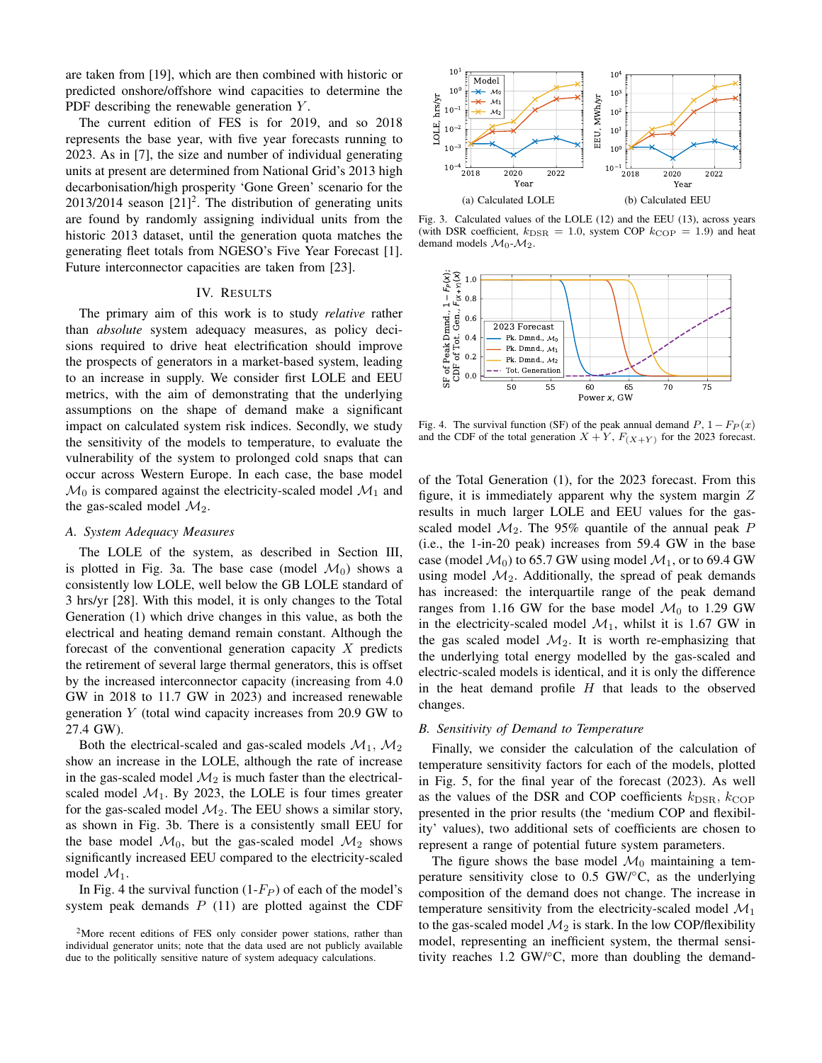are taken from [19], which are then combined with historic or predicted onshore/offshore wind capacities to determine the PDF describing the renewable generation $Y$.

The current edition of FES is for 2019, and so 2018 represents the base year, with five year forecasts running to 2023. As in [7], the size and number of individual generating units at present are determined from National Grid's 2013 high decarbonisation/high prosperity 'Gone Green' scenario for the 2013/2014 season [21][2]. The distribution of generating units are found by randomly assigning individual units from the historic 2013 dataset, until the generation quota matches the generating fleet totals from NGESO's Five Year Forecast [1]. Future interconnector capacities are taken from [23].

## IV. Results

The primary aim of this work is to study *relative* rather than *absolute* system adequacy measures, as policy decisions required to drive heat electrification should improve the prospects of generators in a market-based system, leading to an increase in supply. We consider first LOLE and EEU metrics, with the aim of demonstrating that the underlying assumptions on the shape of demand make a significant impact on calculated system risk indices. Secondly, we study the sensitivity of the models to temperature, to evaluate the vulnerability of the system to prolonged cold snaps that can occur across Western Europe. In each case, the base model $\mathcal{M}_0$ is compared against the electricity-scaled model $\mathcal{M}_1$ and the gas-scaled model $\mathcal{M}_2$.

### A. System Adequacy Measures

The LOLE of the system, as described in Section III, is plotted in Fig. 3a. The base case (model $\mathcal{M}_0$) shows a consistently low LOLE, well below the GB LOLE standard of 3 hrs/yr [28]. With this model, it is only changes to the Total Generation (1) which drive changes in this value, as both the electrical and heating demand remain constant. Although the forecast of the conventional generation capacity $X$ predicts the retirement of several large thermal generators, this is offset by the increased interconnector capacity (increasing from 4.0 GW in 2018 to 11.7 GW in 2023) and increased renewable generation $Y$ (total wind capacity increases from 20.9 GW to 27.4 GW).

Both the electrical-scaled and gas-scaled models $\mathcal{M}_1$, $\mathcal{M}_2$ show an increase in the LOLE, although the rate of increase in the gas-scaled model $\mathcal{M}_2$ is much faster than the electrical-scaled model $\mathcal{M}_1$. By 2023, the LOLE is four times greater for the gas-scaled model $\mathcal{M}_2$. The EEU shows a similar story, as shown in Fig. 3b. There is a consistently small EEU for the base model $\mathcal{M}_0$, but the gas-scaled model $\mathcal{M}_2$ shows significantly increased EEU compared to the electricity-scaled model $\mathcal{M}_1$.

In Fig. 4 the survival function (1-$F_P$) of each of the model's system peak demands $P$ (11) are plotted against the CDF of the Total Generation (1), for the 2023 forecast. From this figure, it is immediately apparent why the system margin $Z$ results in much larger LOLE and EEU values for the gas-scaled model $\mathcal{M}_2$. The 95% quantile of the annual peak $P$ (i.e., the 1-in-20 peak) increases from 59.4 GW in the base case (model $\mathcal{M}_0$) to 65.7 GW using model $\mathcal{M}_1$, or to 69.4 GW using model $\mathcal{M}_2$. Additionally, the spread of peak demands has increased: the interquartile range of the peak demand ranges from 1.16 GW for the base model $\mathcal{M}_0$ to 1.29 GW in the electricity-scaled model $\mathcal{M}_1$, whilst it is 1.67 GW in the gas scaled model $\mathcal{M}_2$. It is worth re-emphasizing that the underlying total energy modelled by the gas-scaled and electric-scaled models is identical, and it is only the difference in the heat demand profile $H$ that leads to the observed changes.

Fig. 3. Calculated values of the LOLE (12) and the EEU (13), across years (with DSR coefficient, $k_{\mathrm{DSR}} = 1.0$, system COP $k_{\mathrm{COP}} = 1.9$) and heat demand models $\mathcal{M}_0$-$\mathcal{M}_2$. (a) Calculated LOLE (b) Calculated EEU

Fig. 4. The survival function (SF) of the peak annual demand $P$, $1 - F_P(x)$ and the CDF of the total generation $X + Y$, $F_{(X+Y)}$ for the 2023 forecast.

### B. Sensitivity of Demand to Temperature

Finally, we consider the calculation of the calculation of temperature sensitivity factors for each of the models, plotted in Fig. 5, for the final year of the forecast (2023). As well as the values of the DSR and COP coefficients $k_{\mathrm{DSR}}$, $k_{\mathrm{COP}}$ presented in the prior results (the 'medium COP and flexibility' values), two additional sets of coefficients are chosen to represent a range of potential future system parameters.

The figure shows the base model $\mathcal{M}_0$ maintaining a temperature sensitivity close to 0.5 GW/°C, as the underlying composition of the demand does not change. The increase in temperature sensitivity from the electricity-scaled model $\mathcal{M}_1$ to the gas-scaled model $\mathcal{M}_2$ is stark. In the low COP/flexibility model, representing an inefficient system, the thermal sensitivity reaches 1.2 GW/°C, more than doubling the demand-

[2]More recent editions of FES only consider power stations, rather than individual generator units; note that the data used are not publicly available due to the politically sensitive nature of system adequacy calculations.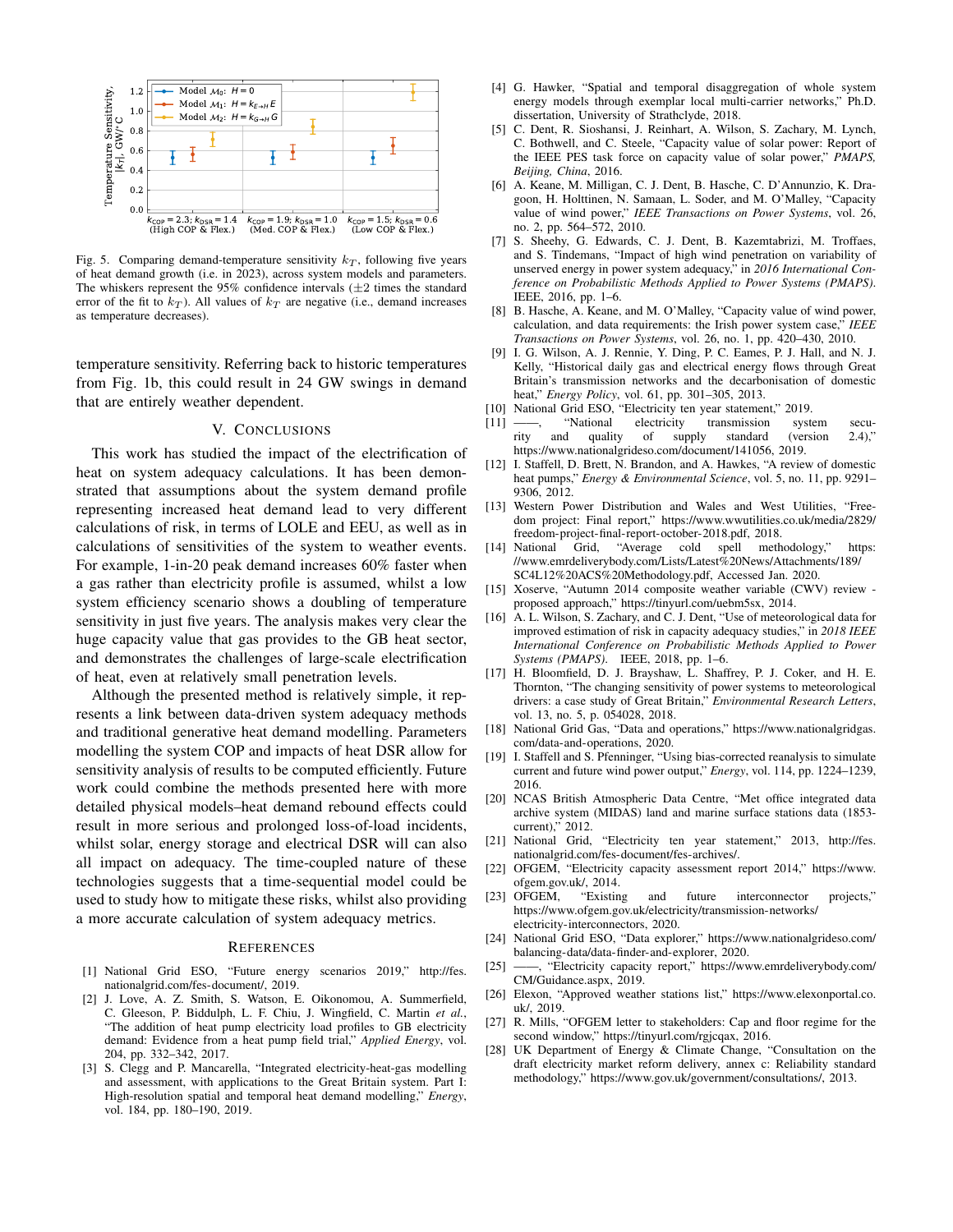Temperature Sensitivity, $|k_T|$, GW/°C

1.2
1.0
0.8
0.6
0.4
0.2
0.0

Model $\mathcal{M}_0$: $H = 0$
Model $\mathcal{M}_1$: $H = k_{E \to H} E$
Model $\mathcal{M}_2$: $H = k_{G \to H} G$

$k_{\mathrm{COP}} = 2.3$; $k_{\mathrm{DSR}} = 1.4$ (High COP & Flex.)
$k_{\mathrm{COP}} = 1.9$; $k_{\mathrm{DSR}} = 1.0$ (Med. COP & Flex.)
$k_{\mathrm{COP}} = 1.5$; $k_{\mathrm{DSR}} = 0.6$ (Low COP & Flex.)

Fig. 5. Comparing demand-temperature sensitivity $k_T$, following five years of heat demand growth (i.e. in 2023), across system models and parameters. The whiskers represent the 95% confidence intervals ($\pm 2$ times the standard error of the fit to $k_T$). All values of $k_T$ are negative (i.e., demand increases as temperature decreases).

temperature sensitivity. Referring back to historic temperatures from Fig. 1b, this could result in 24 GW swings in demand that are entirely weather dependent.

## V. Conclusions

This work has studied the impact of the electrification of heat on system adequacy calculations. It has been demonstrated that assumptions about the system demand profile representing increased heat demand lead to very different calculations of risk, in terms of LOLE and EEU, as well as in calculations of sensitivities of the system to weather events. For example, 1-in-20 peak demand increases 60% faster when a gas rather than electricity profile is assumed, whilst a low system efficiency scenario shows a doubling of temperature sensitivity in just five years. The analysis makes very clear the huge capacity value that gas provides to the GB heat sector, and demonstrates the challenges of large-scale electrification of heat, even at relatively small penetration levels.

Although the presented method is relatively simple, it represents a link between data-driven system adequacy methods and traditional generative heat demand modelling. Parameters modelling the system COP and impacts of heat DSR allow for sensitivity analysis of results to be computed efficiently. Future work could combine the methods presented here with more detailed physical models–heat demand rebound effects could result in more serious and prolonged loss-of-load incidents, whilst solar, energy storage and electrical DSR will can also all impact on adequacy. The time-coupled nature of these technologies suggests that a time-sequential model could be used to study how to mitigate these risks, whilst also providing a more accurate calculation of system adequacy metrics.

## References

[1] National Grid ESO, "Future energy scenarios 2019," http://fes.nationalgrid.com/fes-document/, 2019.

[2] J. Love, A. Z. Smith, S. Watson, E. Oikonomou, A. Summerfield, C. Gleeson, P. Biddulph, L. F. Chiu, J. Wingfield, C. Martin *et al.*, "The addition of heat pump electricity load profiles to GB electricity demand: Evidence from a heat pump field trial," *Applied Energy*, vol. 204, pp. 332–342, 2017.

[3] S. Clegg and P. Mancarella, "Integrated electricity-heat-gas modelling and assessment, with applications to the Great Britain system. Part I: High-resolution spatial and temporal heat demand modelling," *Energy*, vol. 184, pp. 180–190, 2019.

[4] G. Hawker, "Spatial and temporal disaggregation of whole system energy models through exemplar local multi-carrier networks," Ph.D. dissertation, University of Strathclyde, 2018.

[5] C. Dent, R. Sioshansi, J. Reinhart, A. Wilson, S. Zachary, M. Lynch, C. Bothwell, and C. Steele, "Capacity value of solar power: Report of the IEEE PES task force on capacity value of solar power," *PMAPS, Beijing, China*, 2016.

[6] A. Keane, M. Milligan, C. J. Dent, B. Hasche, C. D'Annunzio, K. Dragoon, H. Holttinen, N. Samaan, L. Soder, and M. O'Malley, "Capacity value of wind power," *IEEE Transactions on Power Systems*, vol. 26, no. 2, pp. 564–572, 2010.

[7] S. Sheehy, G. Edwards, C. J. Dent, B. Kazemtabrizi, M. Troffaes, and S. Tindemans, "Impact of high wind penetration on variability of unserved energy in power system adequacy," in *2016 International Conference on Probabilistic Methods Applied to Power Systems (PMAPS)*. IEEE, 2016, pp. 1–6.

[8] B. Hasche, A. Keane, and M. O'Malley, "Capacity value of wind power, calculation, and data requirements: the Irish power system case," *IEEE Transactions on Power Systems*, vol. 26, no. 1, pp. 420–430, 2010.

[9] I. G. Wilson, A. J. Rennie, Y. Ding, P. C. Eames, P. J. Hall, and N. J. Kelly, "Historical daily gas and electrical energy flows through Great Britain's transmission networks and the decarbonisation of domestic heat," *Energy Policy*, vol. 61, pp. 301–305, 2013.

[10] National Grid ESO, "Electricity ten year statement," 2019.

[11] ——, "National electricity transmission system security and quality of supply standard (version 2.4)," https://www.nationalgrideso.com/document/141056, 2019.

[12] I. Staffell, D. Brett, N. Brandon, and A. Hawkes, "A review of domestic heat pumps," *Energy & Environmental Science*, vol. 5, no. 11, pp. 9291–9306, 2012.

[13] Western Power Distribution and Wales and West Utilities, "Freedom project: Final report," https://www.wwutilities.co.uk/media/2829/freedom-project-final-report-october-2018.pdf, 2018.

[14] National Grid, "Average cold spell methodology," https://www.emrdeliverybody.com/Lists/Latest%20News/Attachments/189/SC4L12%20ACS%20Methodology.pdf, Accessed Jan. 2020.

[15] Xoserve, "Autumn 2014 composite weather variable (CWV) review - proposed approach," https://tinyurl.com/uebm5sx, 2014.

[16] A. L. Wilson, S. Zachary, and C. J. Dent, "Use of meteorological data for improved estimation of risk in capacity adequacy studies," in *2018 IEEE International Conference on Probabilistic Methods Applied to Power Systems (PMAPS)*. IEEE, 2018, pp. 1–6.

[17] H. Bloomfield, D. J. Brayshaw, L. Shaffrey, P. J. Coker, and H. E. Thornton, "The changing sensitivity of power systems to meteorological drivers: a case study of Great Britain," *Environmental Research Letters*, vol. 13, no. 5, p. 054028, 2018.

[18] National Grid Gas, "Data and operations," https://www.nationalgridgas.com/data-and-operations, 2020.

[19] I. Staffell and S. Pfenninger, "Using bias-corrected reanalysis to simulate current and future wind power output," *Energy*, vol. 114, pp. 1224–1239, 2016.

[20] NCAS British Atmospheric Data Centre, "Met office integrated data archive system (MIDAS) land and marine surface stations data (1853-current)," 2012.

[21] National Grid, "Electricity ten year statement," 2013, http://fes.nationalgrid.com/fes-document/fes-archives/.

[22] OFGEM, "Electricity capacity assessment report 2014," https://www.ofgem.gov.uk/, 2014.

[23] OFGEM, "Existing and future interconnector projects," https://www.ofgem.gov.uk/electricity/transmission-networks/electricity-interconnectors, 2020.

[24] National Grid ESO, "Data explorer," https://www.nationalgrideso.com/balancing-data/data-finder-and-explorer, 2020.

[25] ——, "Electricity capacity report," https://www.emrdeliverybody.com/CM/Guidance.aspx, 2019.

[26] Elexon, "Approved weather stations list," https://www.elexonportal.co.uk/, 2019.

[27] R. Mills, "OFGEM letter to stakeholders: Cap and floor regime for the second window," https://tinyurl.com/rgjcqax, 2016.

[28] UK Department of Energy & Climate Change, "Consultation on the draft electricity market reform delivery, annex c: Reliability standard methodology," https://www.gov.uk/government/consultations/, 2013.